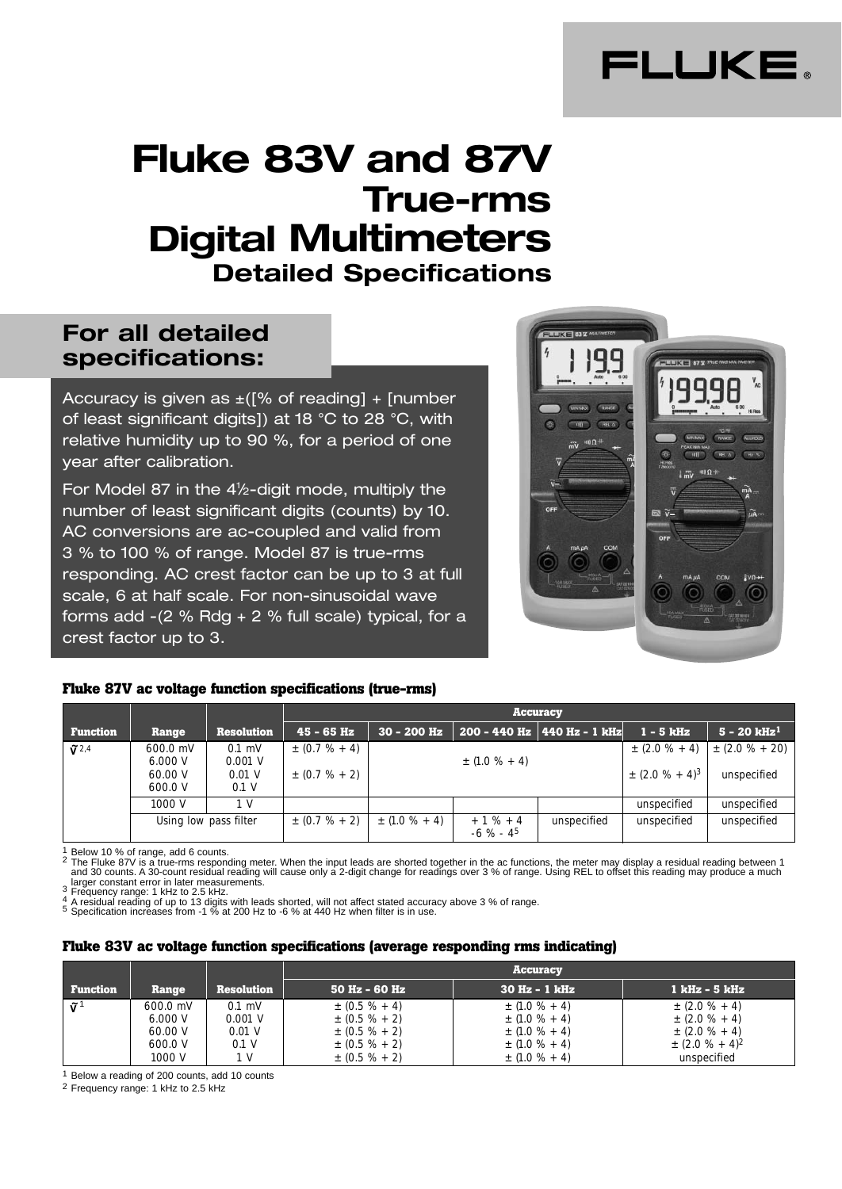# Fluke 83V and 87V True-rms Digital Multimeters

## Detailed Specifications

### For all detailed specifications:

Accuracy is given as ±([% of reading] + [number of least significant digits]) at 18 °C to 28 °C, with relative humidity up to 90 %, for a period of one year after calibration.

For Model 87 in the 4½-digit mode, multiply the number of least significant digits (counts) by 10. AC conversions are ac-coupled and valid from 3 % to 100 % of range. Model 87 is true-rms responding. AC crest factor can be up to 3 at full scale, 6 at half scale. For non-sinusoidal wave forms add -(2 % Rdg + 2 % full scale) typical, for a crest factor up to 3.

**Fluke 87V ac voltage function specifications (true-rms)**

| Function | Range | Resolution | Accuracy | | | | | |
|---|---|---|---|---|---|---|---|---|
| | | | 45 - 65 Hz | 30 - 200 Hz | 200 - 440 Hz | 440 Hz - 1 kHz | 1 - 5 kHz | 5 - 20 kHz[1] |
| $\tilde{V}$ [2,4] | 600.0 mV | 0.1 mV | ± (0.7 % + 4) | ± (1.0 % + 4) | | | ± (2.0 % + 4) | ± (2.0 % + 20) |
| | 6.000 V | 0.001 V | | | | | | |
| | 60.00 V | 0.01 V | ± (0.7 % + 2) | | | | ± (2.0 % + 4)[3] | unspecified |
| | 600.0 V | 0.1 V | | | | | | |
| | 1000 V | 1 V | | | | | unspecified | unspecified |
| | Using low pass filter | | ± (0.7 % + 2) | ± (1.0 % + 4) | + 1 % + 4 -6 % - 4[5] | unspecified | unspecified | unspecified |

1 Below 10 % of range, add 6 counts.
2 The Fluke 87V is a true-rms responding meter. When the input leads are shorted together in the ac functions, the meter may display a residual reading between 1 and 30 counts. A 30-count residual reading will cause only a 2-digit change for readings over 3 % of range. Using REL to offset this reading may produce a much larger constant error in later measurements.
3 Frequency range: 1 kHz to 2.5 kHz.
4 A residual reading of up to 13 digits with leads shorted, will not affect stated accuracy above 3 % of range.
5 Specification increases from -1 % at 200 Hz to -6 % at 440 Hz when filter is in use.

**Fluke 83V ac voltage function specifications (average responding rms indicating)**

| Function | Range | Resolution | Accuracy | | |
|---|---|---|---|---|---|
| | | | 50 Hz - 60 Hz | 30 Hz - 1 kHz | 1 kHz - 5 kHz |
| $\tilde{V}$ [1] | 600.0 mV | 0.1 mV | ± (0.5 % + 4) | ± (1.0 % + 4) | ± (2.0 % + 4) |
| | 6.000 V | 0.001 V | ± (0.5 % + 2) | ± (1.0 % + 4) | ± (2.0 % + 4) |
| | 60.00 V | 0.01 V | ± (0.5 % + 2) | ± (1.0 % + 4) | ± (2.0 % + 4) |
| | 600.0 V | 0.1 V | ± (0.5 % + 2) | ± (1.0 % + 4) | ± (2.0 % + 4)[2] |
| | 1000 V | 1 V | ± (0.5 % + 2) | ± (1.0 % + 4) | unspecified |

1 Below a reading of 200 counts, add 10 counts
2 Frequency range: 1 kHz to 2.5 kHz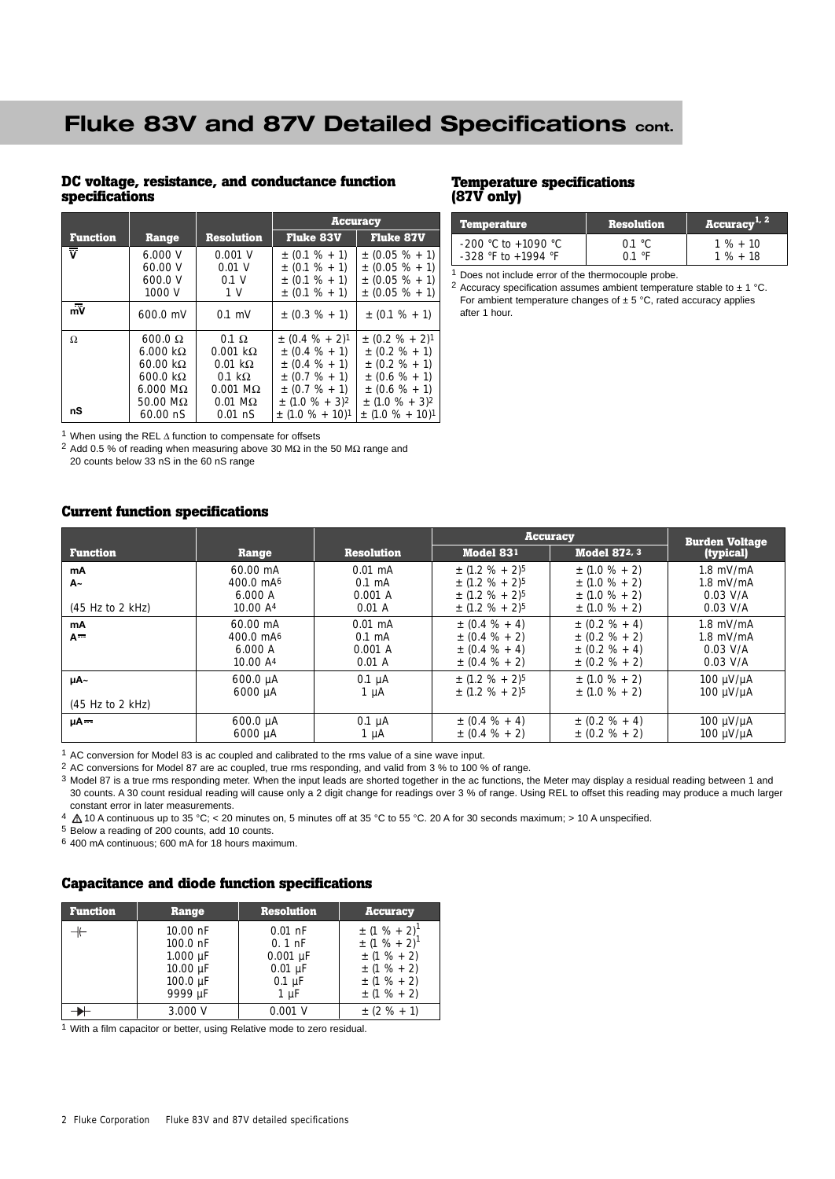# Fluke 83V and 87V Detailed Specifications cont.

### DC voltage, resistance, and conductance function specifications

| Function | Range | Resolution | Accuracy | |
|---|---|---|---|---|
| | | | Fluke 83V | Fluke 87V |
| V⎓ | 6.000 V<br>60.00 V<br>600.0 V<br>1000 V | 0.001 V<br>0.01 V<br>0.1 V<br>1 V | ± (0.1 % + 1)<br>± (0.1 % + 1)<br>± (0.1 % + 1)<br>± (0.1 % + 1) | ± (0.05 % + 1)<br>± (0.05 % + 1)<br>± (0.05 % + 1)<br>± (0.05 % + 1) |
| mV⎓ | 600.0 mV | 0.1 mV | ± (0.3 % + 1) | ± (0.1 % + 1) |
| Ω | 600.0 Ω<br>6.000 kΩ<br>60.00 kΩ<br>600.0 kΩ<br>6.000 MΩ<br>50.00 MΩ | 0.1 Ω<br>0.001 kΩ<br>0.01 kΩ<br>0.1 kΩ<br>0.001 MΩ<br>0.01 MΩ | ± (0.4 % + 2)[1]<br>± (0.4 % + 1)<br>± (0.4 % + 1)<br>± (0.7 % + 1)<br>± (0.7 % + 1)<br>± (1.0 % + 3)[2] | ± (0.2 % + 2)[1]<br>± (0.2 % + 1)<br>± (0.2 % + 1)<br>± (0.6 % + 1)<br>± (0.6 % + 1)<br>± (1.0 % + 3)[2] |
| nS | 60.00 nS | 0.01 nS | ± (1.0 % + 10)[1] | ± (1.0 % + 10)[1] |

[1] When using the REL Δ function to compensate for offsets

[2] Add 0.5 % of reading when measuring above 30 MΩ in the 50 MΩ range and 20 counts below 33 nS in the 60 nS range

### Temperature specifications (87V only)

| Temperature | Resolution | Accuracy[1, 2] |
|---|---|---|
| -200 °C to +1090 °C<br>-328 °F to +1994 °F | 0.1 °C<br>0.1 °F | 1 % + 10<br>1 % + 18 |

[1] Does not include error of the thermocouple probe.

[2] Accuracy specification assumes ambient temperature stable to ± 1 °C. For ambient temperature changes of ± 5 °C, rated accuracy applies after 1 hour.

### Current function specifications

| Function | Range | Resolution | Accuracy | | Burden Voltage (typical) |
|---|---|---|---|---|---|
| | | | Model 83[1] | Model 87[2, 3] | |
| mA<br>A~<br><br>(45 Hz to 2 kHz) | 60.00 mA<br>400.0 mA[6]<br>6.000 A<br>10.00 A[4] | 0.01 mA<br>0.1 mA<br>0.001 A<br>0.01 A | ± (1.2 % + 2)[5]<br>± (1.2 % + 2)[5]<br>± (1.2 % + 2)[5]<br>± (1.2 % + 2)[5] | ± (1.0 % + 2)<br>± (1.0 % + 2)<br>± (1.0 % + 2)<br>± (1.0 % + 2) | 1.8 mV/mA<br>1.8 mV/mA<br>0.03 V/A<br>0.03 V/A |
| mA<br>A⎓ | 60.00 mA<br>400.0 mA[6]<br>6.000 A<br>10.00 A[4] | 0.01 mA<br>0.1 mA<br>0.001 A<br>0.01 A | ± (0.4 % + 4)<br>± (0.4 % + 2)<br>± (0.4 % + 4)<br>± (0.4 % + 2) | ± (0.2 % + 4)<br>± (0.2 % + 2)<br>± (0.2 % + 4)<br>± (0.2 % + 2) | 1.8 mV/mA<br>1.8 mV/mA<br>0.03 V/A<br>0.03 V/A |
| µA~<br><br>(45 Hz to 2 kHz) | 600.0 µA<br>6000 µA | 0.1 µA<br>1 µA | ± (1.2 % + 2)[5]<br>± (1.2 % + 2)[5] | ± (1.0 % + 2)<br>± (1.0 % + 2) | 100 µV/µA<br>100 µV/µA |
| µA⎓ | 600.0 µA<br>6000 µA | 0.1 µA<br>1 µA | ± (0.4 % + 4)<br>± (0.4 % + 2) | ± (0.2 % + 4)<br>± (0.2 % + 2) | 100 µV/µA<br>100 µV/µA |

[1] AC conversion for Model 83 is ac coupled and calibrated to the rms value of a sine wave input.

[2] AC conversions for Model 87 are ac coupled, true rms responding, and valid from 3 % to 100 % of range.

[3] Model 87 is a true rms responding meter. When the input leads are shorted together in the ac functions, the Meter may display a residual reading between 1 and 30 counts. A 30 count residual reading will cause only a 2 digit change for readings over 3 % of range. Using REL to offset this reading may produce a much larger constant error in later measurements.

[4] ⚠ 10 A continuous up to 35 °C; < 20 minutes on, 5 minutes off at 35 °C to 55 °C. 20 A for 30 seconds maximum; > 10 A unspecified.

[5] Below a reading of 200 counts, add 10 counts.

[6] 400 mA continuous; 600 mA for 18 hours maximum.

### Capacitance and diode function specifications

| Function | Range | Resolution | Accuracy |
|---|---|---|---|
| Capacitance | 10.00 nF<br>100.0 nF<br>1.000 µF<br>10.00 µF<br>100.0 µF<br>9999 µF | 0.01 nF<br>0. 1 nF<br>0.001 µF<br>0.01 µF<br>0.1 µF<br>1 µF | ± (1 % + 2)[1]<br>± (1 % + 2)[1]<br>± (1 % + 2)<br>± (1 % + 2)<br>± (1 % + 2)<br>± (1 % + 2) |
| Diode | 3.000 V | 0.001 V | ± (2 % + 1) |

[1] With a film capacitor or better, using Relative mode to zero residual.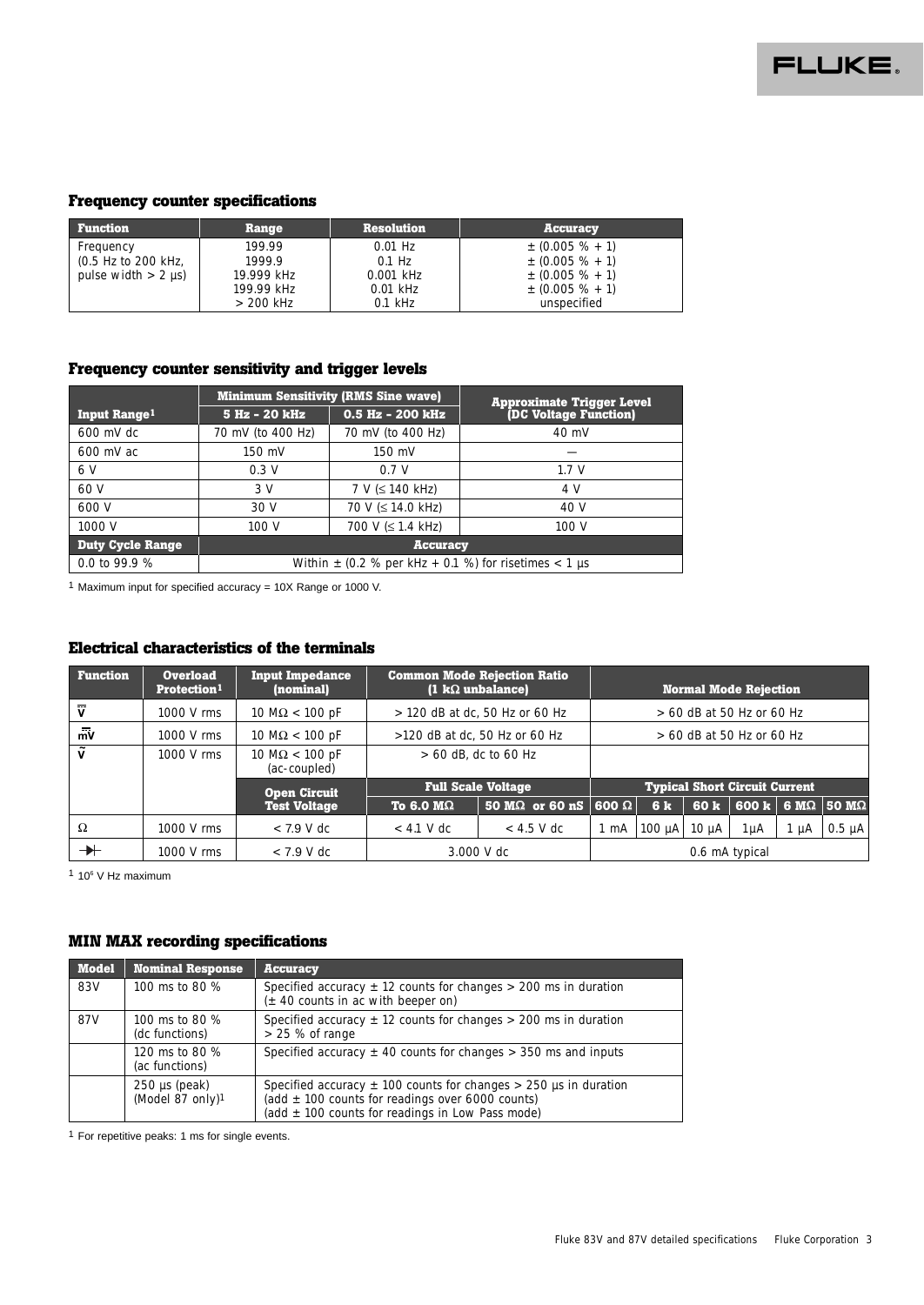### Frequency counter specifications

| Function | Range | Resolution | Accuracy |
|---|---|---|---|
| Frequency (0.5 Hz to 200 kHz, pulse width > 2 µs) | 199.99<br>1999.9<br>19.999 kHz<br>199.99 kHz<br>> 200 kHz | 0.01 Hz<br>0.1 Hz<br>0.001 kHz<br>0.01 kHz<br>0.1 kHz | ± (0.005 % + 1)<br>± (0.005 % + 1)<br>± (0.005 % + 1)<br>± (0.005 % + 1)<br>unspecified |

### Frequency counter sensitivity and trigger levels

| Input Range[1] | Minimum Sensitivity (RMS Sine wave) 5 Hz - 20 kHz | Minimum Sensitivity (RMS Sine wave) 0.5 Hz - 200 kHz | Approximate Trigger Level (DC Voltage Function) |
|---|---|---|---|
| 600 mV dc | 70 mV (to 400 Hz) | 70 mV (to 400 Hz) | 40 mV |
| 600 mV ac | 150 mV | 150 mV | — |
| 6 V | 0.3 V | 0.7 V | 1.7 V |
| 60 V | 3 V | 7 V (≤ 140 kHz) | 4 V |
| 600 V | 30 V | 70 V (≤ 14.0 kHz) | 40 V |
| 1000 V | 100 V | 700 V (≤ 1.4 kHz) | 100 V |
| **Duty Cycle Range** | **Accuracy** | | |
| 0.0 to 99.9 % | Within ± (0.2 % per kHz + 0.1 %) for risetimes < 1 µs | | |

[1] Maximum input for specified accuracy = 10X Range or 1000 V.

### Electrical characteristics of the terminals

| Function | Overload Protection[1] | Input Impedance (nominal) | Common Mode Rejection Ratio (1 kΩ unbalance) | | Normal Mode Rejection | | | | | | |
|---|---|---|---|---|---|---|---|---|---|---|---|
| V dc | 1000 V rms | 10 MΩ < 100 pF | > 120 dB at dc, 50 Hz or 60 Hz | | > 60 dB at 50 Hz or 60 Hz | | | | | | |
| mV dc | 1000 V rms | 10 MΩ < 100 pF | >120 dB at dc, 50 Hz or 60 Hz | | > 60 dB at 50 Hz or 60 Hz | | | | | | |
| V ac | 1000 V rms | 10 MΩ < 100 pF (ac-coupled) | > 60 dB, dc to 60 Hz | | | | | | | | |
| | | **Open Circuit Test Voltage** | **Full Scale Voltage** | | **Typical Short Circuit Current** | | | | | | |
| | | | **To 6.0 MΩ** | **50 MΩ or 60 nS** | **600 Ω** | **6 k** | **60 k** | **600 k** | **6 MΩ** | **50 MΩ** | |
| Ω | 1000 V rms | < 7.9 V dc | < 4.1 V dc | < 4.5 V dc | 1 mA | 100 µA | 10 µA | 1µA | 1 µA | 0.5 µA | |
| Diode | 1000 V rms | < 7.9 V dc | 3.000 V dc | | 0.6 mA typical | | | | | | |

[1] $10^6$ V Hz maximum

### MIN MAX recording specifications

| Model | Nominal Response | Accuracy |
|---|---|---|
| 83V | 100 ms to 80 % | Specified accuracy ± 12 counts for changes > 200 ms in duration (± 40 counts in ac with beeper on) |
| 87V | 100 ms to 80 % (dc functions) | Specified accuracy ± 12 counts for changes > 200 ms in duration > 25 % of range |
| | 120 ms to 80 % (ac functions) | Specified accuracy ± 40 counts for changes > 350 ms and inputs |
| | 250 µs (peak) (Model 87 only)[1] | Specified accuracy ± 100 counts for changes > 250 µs in duration (add ± 100 counts for readings over 6000 counts) (add ± 100 counts for readings in Low Pass mode) |

[1] For repetitive peaks: 1 ms for single events.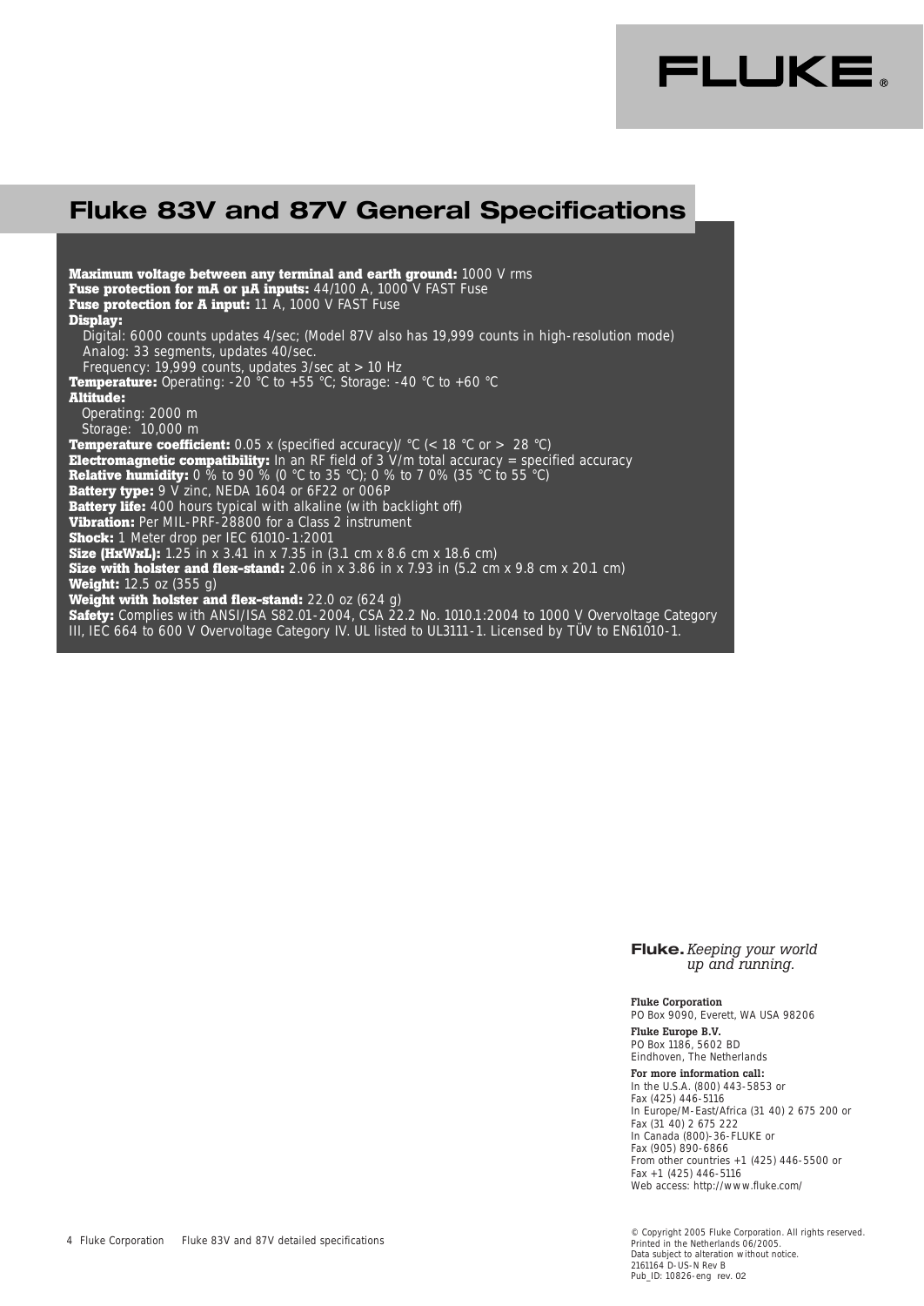FLUKE®

# Fluke 83V and 87V General Specifications

**Maximum voltage between any terminal and earth ground:** 1000 V rms
**Fuse protection for mA or µA inputs:** 44/100 A, 1000 V FAST Fuse
**Fuse protection for A input:** 11 A, 1000 V FAST Fuse
**Display:**
Digital: 6000 counts updates 4/sec; (Model 87V also has 19,999 counts in high-resolution mode)
Analog: 33 segments, updates 40/sec.
Frequency: 19,999 counts, updates 3/sec at > 10 Hz
**Temperature:** Operating: -20 °C to +55 °C; Storage: -40 °C to +60 °C
**Altitude:**
Operating: 2000 m
Storage: 10,000 m
**Temperature coefficient:** 0.05 x (specified accuracy)/ °C (< 18 °C or > 28 °C)
**Electromagnetic compatibility:** In an RF field of 3 V/m total accuracy = specified accuracy
**Relative humidity:** 0 % to 90 % (0 °C to 35 °C); 0 % to 7 0% (35 °C to 55 °C)
**Battery type:** 9 V zinc, NEDA 1604 or 6F22 or 006P
**Battery life:** 400 hours typical with alkaline (with backlight off)
**Vibration:** Per MIL-PRF-28800 for a Class 2 instrument
**Shock:** 1 Meter drop per IEC 61010-1:2001
**Size (HxWxL):** 1.25 in x 3.41 in x 7.35 in (3.1 cm x 8.6 cm x 18.6 cm)
**Size with holster and flex-stand:** 2.06 in x 3.86 in x 7.93 in (5.2 cm x 9.8 cm x 20.1 cm)
**Weight:** 12.5 oz (355 g)
**Weight with holster and flex-stand:** 22.0 oz (624 g)
**Safety:** Complies with ANSI/ISA S82.01-2004, CSA 22.2 No. 1010.1:2004 to 1000 V Overvoltage Category III, IEC 664 to 600 V Overvoltage Category IV. UL listed to UL3111-1. Licensed by TÜV to EN61010-1.

**Fluke.** *Keeping your world up and running.*

**Fluke Corporation**
PO Box 9090, Everett, WA USA 98206

**Fluke Europe B.V.**
PO Box 1186, 5602 BD
Eindhoven, The Netherlands

**For more information call:**
In the U.S.A. (800) 443-5853 or
Fax (425) 446-5116
In Europe/M-East/Africa (31 40) 2 675 200 or
Fax (31 40) 2 675 222
In Canada (800)-36-FLUKE or
Fax (905) 890-6866
From other countries +1 (425) 446-5500 or
Fax +1 (425) 446-5116
Web access: http://www.fluke.com/

© Copyright 2005 Fluke Corporation. All rights reserved.
Printed in the Netherlands 06/2005.
Data subject to alteration without notice.
2161164 D-US-N Rev B
Pub_ID: 10826-eng rev. 02